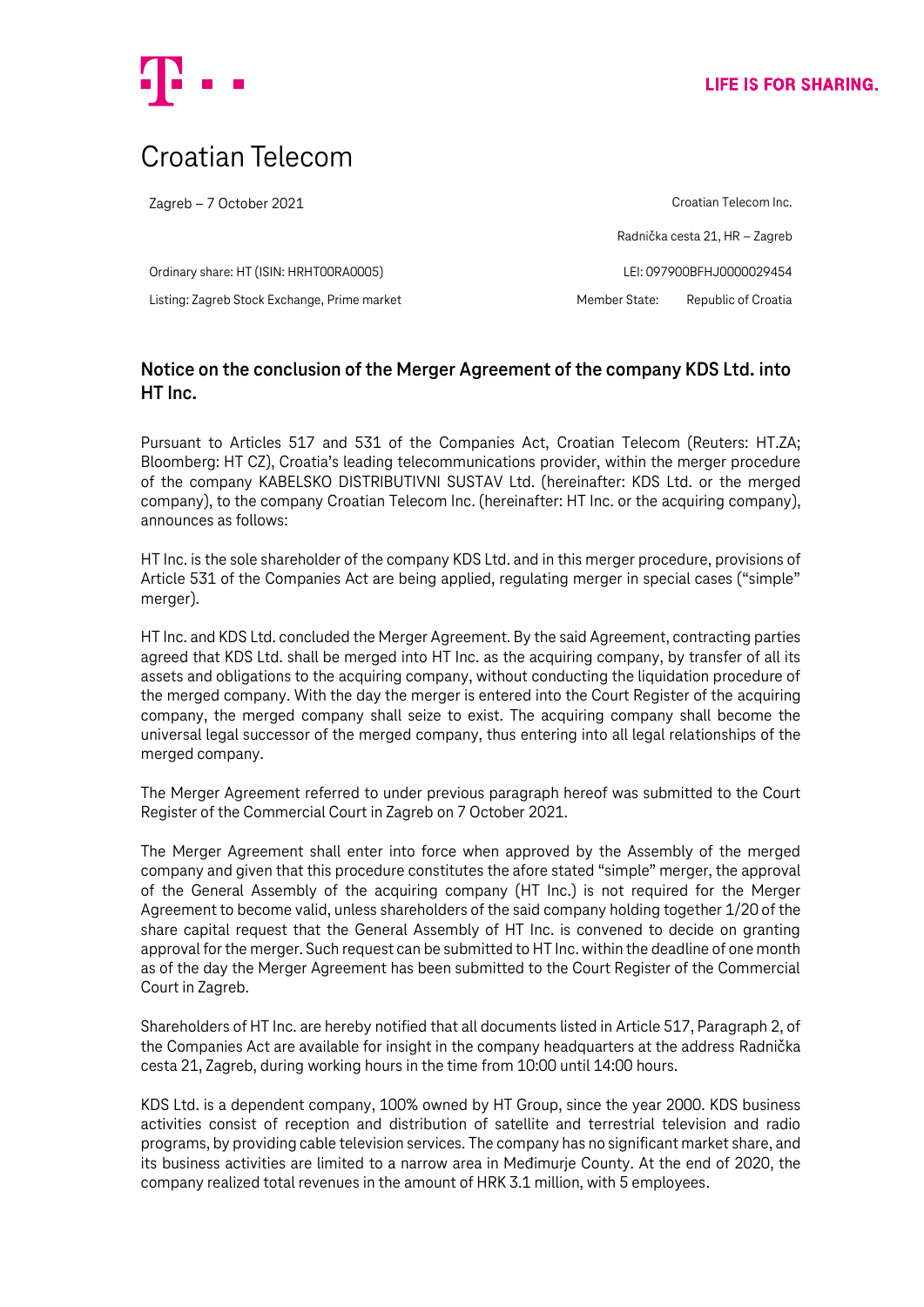LIFE IS FOR SHARING.

# Croatian Telecom

Zagreb – 7 October 2021

Croatian Telecom Inc.

Radnička cesta 21, HR – Zagreb

Ordinary share: HT (ISIN: HRHT00RA0005)

LEI: 097900BFHJ0000029454

Listing: Zagreb Stock Exchange, Prime market

Member State: Republic of Croatia

## Notice on the conclusion of the Merger Agreement of the company KDS Ltd. into HT Inc.

Pursuant to Articles 517 and 531 of the Companies Act, Croatian Telecom (Reuters: HT.ZA; Bloomberg: HT CZ), Croatia's leading telecommunications provider, within the merger procedure of the company KABELSKO DISTRIBUTIVNI SUSTAV Ltd. (hereinafter: KDS Ltd. or the merged company), to the company Croatian Telecom Inc. (hereinafter: HT Inc. or the acquiring company), announces as follows:

HT Inc. is the sole shareholder of the company KDS Ltd. and in this merger procedure, provisions of Article 531 of the Companies Act are being applied, regulating merger in special cases ("simple" merger).

HT Inc. and KDS Ltd. concluded the Merger Agreement. By the said Agreement, contracting parties agreed that KDS Ltd. shall be merged into HT Inc. as the acquiring company, by transfer of all its assets and obligations to the acquiring company, without conducting the liquidation procedure of the merged company. With the day the merger is entered into the Court Register of the acquiring company, the merged company shall seize to exist. The acquiring company shall become the universal legal successor of the merged company, thus entering into all legal relationships of the merged company.

The Merger Agreement referred to under previous paragraph hereof was submitted to the Court Register of the Commercial Court in Zagreb on 7 October 2021.

The Merger Agreement shall enter into force when approved by the Assembly of the merged company and given that this procedure constitutes the afore stated "simple" merger, the approval of the General Assembly of the acquiring company (HT Inc.) is not required for the Merger Agreement to become valid, unless shareholders of the said company holding together 1/20 of the share capital request that the General Assembly of HT Inc. is convened to decide on granting approval for the merger. Such request can be submitted to HT Inc. within the deadline of one month as of the day the Merger Agreement has been submitted to the Court Register of the Commercial Court in Zagreb.

Shareholders of HT Inc. are hereby notified that all documents listed in Article 517, Paragraph 2, of the Companies Act are available for insight in the company headquarters at the address Radnička cesta 21, Zagreb, during working hours in the time from 10:00 until 14:00 hours.

KDS Ltd. is a dependent company, 100% owned by HT Group, since the year 2000. KDS business activities consist of reception and distribution of satellite and terrestrial television and radio programs, by providing cable television services. The company has no significant market share, and its business activities are limited to a narrow area in Međimurje County. At the end of 2020, the company realized total revenues in the amount of HRK 3.1 million, with 5 employees.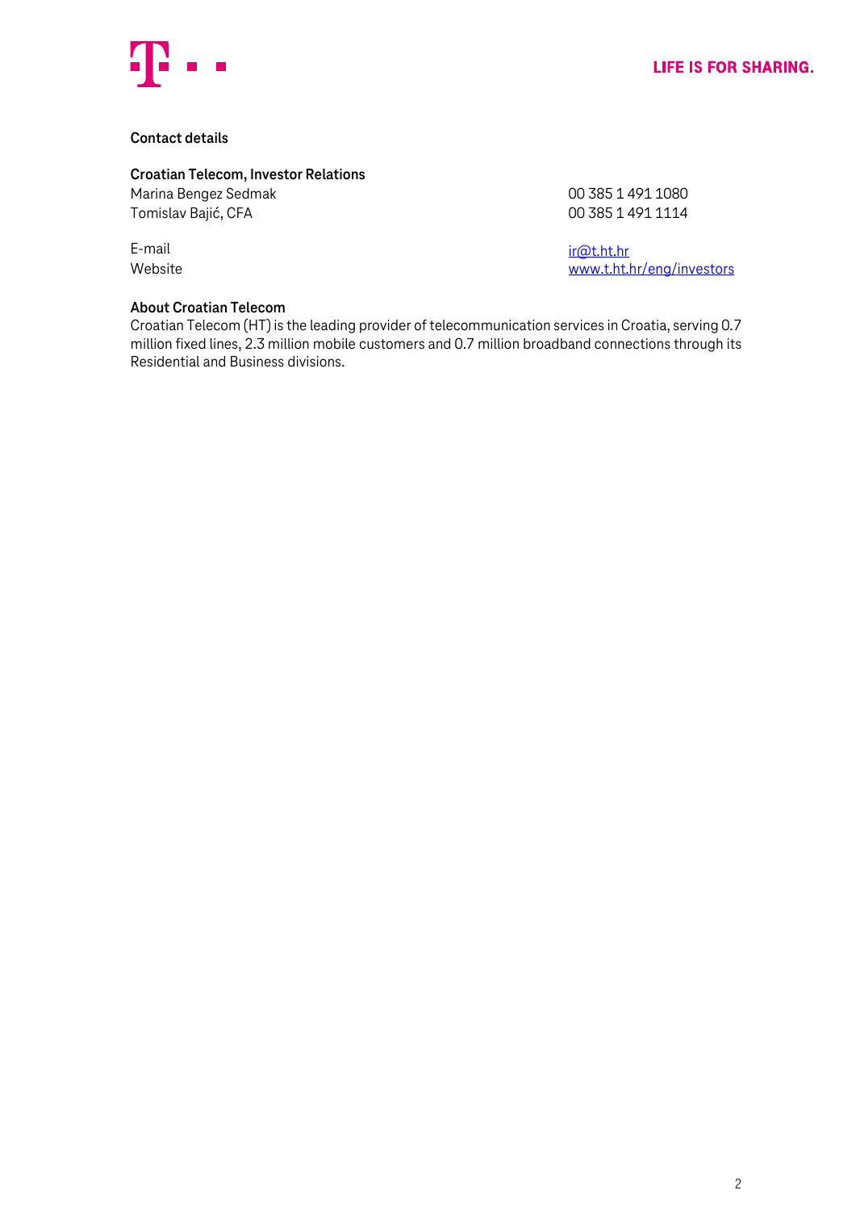**Contact details**

**Croatian Telecom, Investor Relations**

| | |
|---|---|
| Marina Bengez Sedmak | 00 385 1 491 1080 |
| Tomislav Bajić, CFA | 00 385 1 491 1114 |
| E-mail | ir@t.ht.hr |
| Website | www.t.ht.hr/eng/investors |

**About Croatian Telecom**

Croatian Telecom (HT) is the leading provider of telecommunication services in Croatia, serving 0.7 million fixed lines, 2.3 million mobile customers and 0.7 million broadband connections through its Residential and Business divisions.